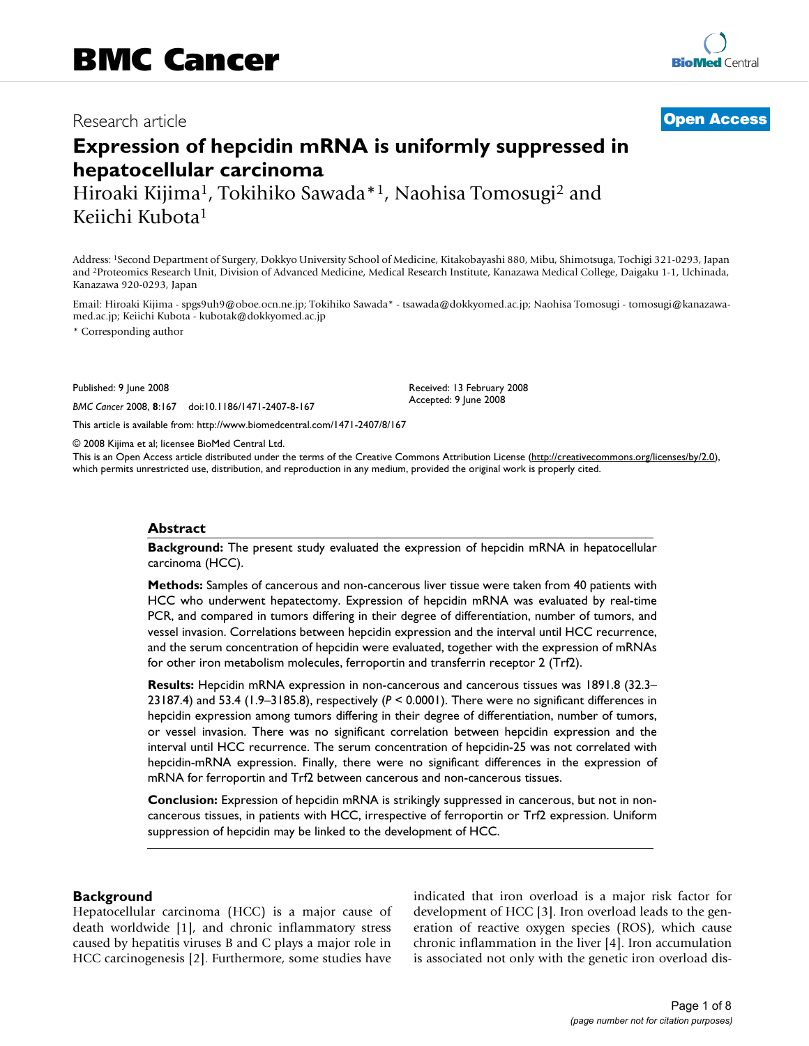# BMC Cancer

Research article

**Open Access**

# Expression of hepcidin mRNA is uniformly suppressed in hepatocellular carcinoma

Hiroaki Kijima[1], Tokihiko Sawada*[1], Naohisa Tomosugi[2] and Keiichi Kubota[1]

Address: [1]Second Department of Surgery, Dokkyo University School of Medicine, Kitakobayashi 880, Mibu, Shimotsuga, Tochigi 321-0293, Japan and [2]Proteomics Research Unit, Division of Advanced Medicine, Medical Research Institute, Kanazawa Medical College, Daigaku 1-1, Uchinada, Kanazawa 920-0293, Japan

Email: Hiroaki Kijima - spgs9uh9@oboe.ocn.ne.jp; Tokihiko Sawada* - tsawada@dokkyomed.ac.jp; Naohisa Tomosugi - tomosugi@kanazawa-med.ac.jp; Keiichi Kubota - kubotak@dokkyomed.ac.jp

\* Corresponding author

Published: 9 June 2008

*BMC Cancer* 2008, **8**:167 doi:10.1186/1471-2407-8-167

Received: 13 February 2008
Accepted: 9 June 2008

This article is available from: http://www.biomedcentral.com/1471-2407/8/167

© 2008 Kijima et al; licensee BioMed Central Ltd.

This is an Open Access article distributed under the terms of the Creative Commons Attribution License (http://creativecommons.org/licenses/by/2.0), which permits unrestricted use, distribution, and reproduction in any medium, provided the original work is properly cited.

## Abstract

**Background:** The present study evaluated the expression of hepcidin mRNA in hepatocellular carcinoma (HCC).

**Methods:** Samples of cancerous and non-cancerous liver tissue were taken from 40 patients with HCC who underwent hepatectomy. Expression of hepcidin mRNA was evaluated by real-time PCR, and compared in tumors differing in their degree of differentiation, number of tumors, and vessel invasion. Correlations between hepcidin expression and the interval until HCC recurrence, and the serum concentration of hepcidin were evaluated, together with the expression of mRNAs for other iron metabolism molecules, ferroportin and transferrin receptor 2 (Trf2).

**Results:** Hepcidin mRNA expression in non-cancerous and cancerous tissues was 1891.8 (32.3–23187.4) and 53.4 (1.9–3185.8), respectively ($P < 0.0001$). There were no significant differences in hepcidin expression among tumors differing in their degree of differentiation, number of tumors, or vessel invasion. There was no significant correlation between hepcidin expression and the interval until HCC recurrence. The serum concentration of hepcidin-25 was not correlated with hepcidin-mRNA expression. Finally, there were no significant differences in the expression of mRNA for ferroportin and Trf2 between cancerous and non-cancerous tissues.

**Conclusion:** Expression of hepcidin mRNA is strikingly suppressed in cancerous, but not in non-cancerous tissues, in patients with HCC, irrespective of ferroportin or Trf2 expression. Uniform suppression of hepcidin may be linked to the development of HCC.

## Background

Hepatocellular carcinoma (HCC) is a major cause of death worldwide [1], and chronic inflammatory stress caused by hepatitis viruses B and C plays a major role in HCC carcinogenesis [2]. Furthermore, some studies have indicated that iron overload is a major risk factor for development of HCC [3]. Iron overload leads to the generation of reactive oxygen species (ROS), which cause chronic inflammation in the liver [4]. Iron accumulation is associated not only with the genetic iron overload dis-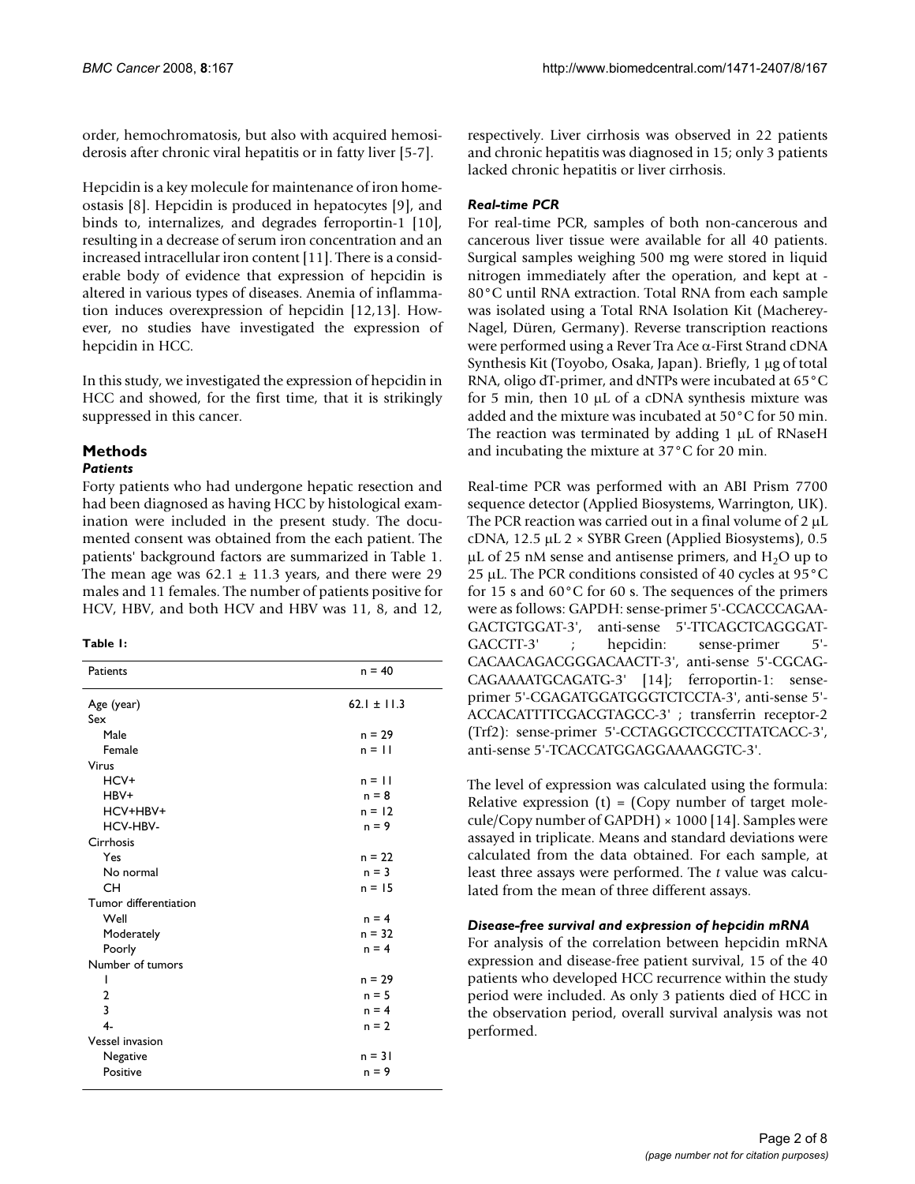order, hemochromatosis, but also with acquired hemosiderosis after chronic viral hepatitis or in fatty liver [5-7].

Hepcidin is a key molecule for maintenance of iron homeostasis [8]. Hepcidin is produced in hepatocytes [9], and binds to, internalizes, and degrades ferroportin-1 [10], resulting in a decrease of serum iron concentration and an increased intracellular iron content [11]. There is a considerable body of evidence that expression of hepcidin is altered in various types of diseases. Anemia of inflammation induces overexpression of hepcidin [12,13]. However, no studies have investigated the expression of hepcidin in HCC.

In this study, we investigated the expression of hepcidin in HCC and showed, for the first time, that it is strikingly suppressed in this cancer.

## Methods

### *Patients*

Forty patients who had undergone hepatic resection and had been diagnosed as having HCC by histological examination were included in the present study. The documented consent was obtained from the each patient. The patients' background factors are summarized in Table 1. The mean age was 62.1 ± 11.3 years, and there were 29 males and 11 females. The number of patients positive for HCV, HBV, and both HCV and HBV was 11, 8, and 12, respectively. Liver cirrhosis was observed in 22 patients and chronic hepatitis was diagnosed in 15; only 3 patients lacked chronic hepatitis or liver cirrhosis.

**Table 1:**

| Patients | n = 40 |
|---|---|
| Age (year) | 62.1 ± 11.3 |
| Sex | |
| Male | n = 29 |
| Female | n = 11 |
| Virus | |
| HCV+ | n = 11 |
| HBV+ | n = 8 |
| HCV+HBV+ | n = 12 |
| HCV-HBV- | n = 9 |
| Cirrhosis | |
| Yes | n = 22 |
| No normal | n = 3 |
| CH | n = 15 |
| Tumor differentiation | |
| Well | n = 4 |
| Moderately | n = 32 |
| Poorly | n = 4 |
| Number of tumors | |
| 1 | n = 29 |
| 2 | n = 5 |
| 3 | n = 4 |
| 4- | n = 2 |
| Vessel invasion | |
| Negative | n = 31 |
| Positive | n = 9 |

### *Real-time PCR*

For real-time PCR, samples of both non-cancerous and cancerous liver tissue were available for all 40 patients. Surgical samples weighing 500 mg were stored in liquid nitrogen immediately after the operation, and kept at -80°C until RNA extraction. Total RNA from each sample was isolated using a Total RNA Isolation Kit (Macherey-Nagel, Düren, Germany). Reverse transcription reactions were performed using a Rever Tra Ace α-First Strand cDNA Synthesis Kit (Toyobo, Osaka, Japan). Briefly, 1 μg of total RNA, oligo dT-primer, and dNTPs were incubated at 65°C for 5 min, then 10 μL of a cDNA synthesis mixture was added and the mixture was incubated at 50°C for 50 min. The reaction was terminated by adding 1 μL of RNaseH and incubating the mixture at 37°C for 20 min.

Real-time PCR was performed with an ABI Prism 7700 sequence detector (Applied Biosystems, Warrington, UK). The PCR reaction was carried out in a final volume of 2 μL cDNA, 12.5 μL 2 × SYBR Green (Applied Biosystems), 0.5 μL of 25 nM sense and antisense primers, and $H_2O$ up to 25 μL. The PCR conditions consisted of 40 cycles at 95°C for 15 s and 60°C for 60 s. The sequences of the primers were as follows: GAPDH: sense-primer 5'-CCACCCAGAAGACTGTGGAT-3', anti-sense 5'-TTCAGCTCAGGGATGACCTT-3' ; hepcidin: sense-primer 5'-CACAACAGACGGGACAACTT-3', anti-sense 5'-CGCAGCAGAAAATGCAGATG-3' [14]; ferroportin-1: sense-primer 5'-CGAGATGGATGGGTCTCCTA-3', anti-sense 5'-ACCACATTTTCGACGTAGCC-3' ; transferrin receptor-2 (Trf2): sense-primer 5'-CCTAGGCTCCCCTTATCACC-3', anti-sense 5'-TCACCATGGAGGAAAAGGTC-3'.

The level of expression was calculated using the formula: Relative expression (t) = (Copy number of target molecule/Copy number of GAPDH) × 1000 [14]. Samples were assayed in triplicate. Means and standard deviations were calculated from the data obtained. For each sample, at least three assays were performed. The *t* value was calculated from the mean of three different assays.

### *Disease-free survival and expression of hepcidin mRNA*

For analysis of the correlation between hepcidin mRNA expression and disease-free patient survival, 15 of the 40 patients who developed HCC recurrence within the study period were included. As only 3 patients died of HCC in the observation period, overall survival analysis was not performed.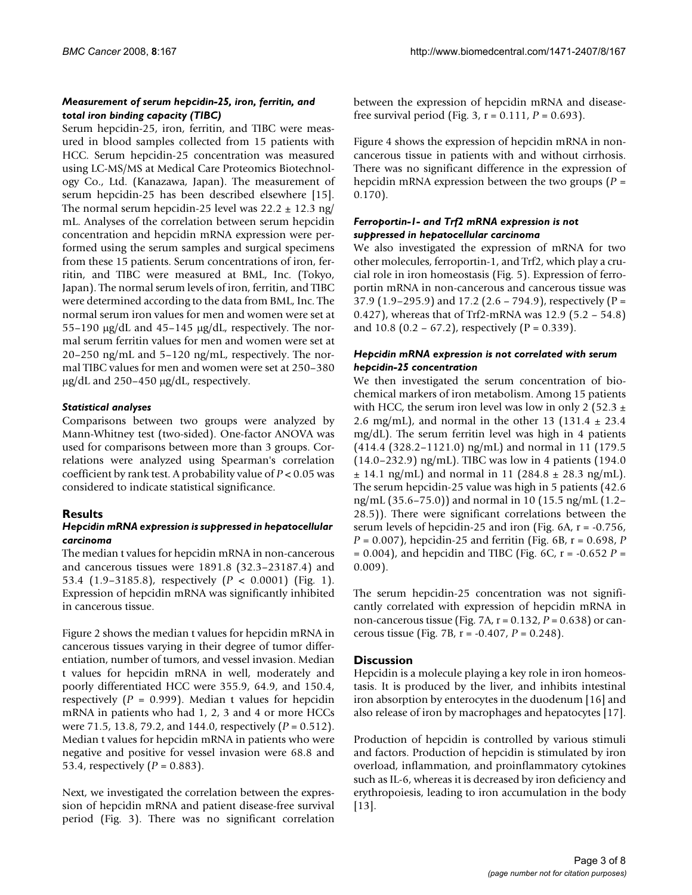#### *Measurement of serum hepcidin-25, iron, ferritin, and total iron binding capacity (TIBC)*

Serum hepcidin-25, iron, ferritin, and TIBC were measured in blood samples collected from 15 patients with HCC. Serum hepcidin-25 concentration was measured using LC-MS/MS at Medical Care Proteomics Biotechnology Co., Ltd. (Kanazawa, Japan). The measurement of serum hepcidin-25 has been described elsewhere [15]. The normal serum hepcidin-25 level was 22.2 ± 12.3 ng/mL. Analyses of the correlation between serum hepcidin concentration and hepcidin mRNA expression were performed using the serum samples and surgical specimens from these 15 patients. Serum concentrations of iron, ferritin, and TIBC were measured at BML, Inc. (Tokyo, Japan). The normal serum levels of iron, ferritin, and TIBC were determined according to the data from BML, Inc. The normal serum iron values for men and women were set at 55–190 μg/dL and 45–145 μg/dL, respectively. The normal serum ferritin values for men and women were set at 20–250 ng/mL and 5–120 ng/mL, respectively. The normal TIBC values for men and women were set at 250–380 μg/dL and 250–450 μg/dL, respectively.

#### *Statistical analyses*

Comparisons between two groups were analyzed by Mann-Whitney test (two-sided). One-factor ANOVA was used for comparisons between more than 3 groups. Correlations were analyzed using Spearman's correlation coefficient by rank test. A probability value of $P < 0.05$ was considered to indicate statistical significance.

## Results

#### *Hepcidin mRNA expression is suppressed in hepatocellular carcinoma*

The median t values for hepcidin mRNA in non-cancerous and cancerous tissues were 1891.8 (32.3–23187.4) and 53.4 (1.9–3185.8), respectively ($P < 0.0001$) (Fig. 1). Expression of hepcidin mRNA was significantly inhibited in cancerous tissue.

Figure 2 shows the median t values for hepcidin mRNA in cancerous tissues varying in their degree of tumor differentiation, number of tumors, and vessel invasion. Median t values for hepcidin mRNA in well, moderately and poorly differentiated HCC were 355.9, 64.9, and 150.4, respectively ($P = 0.999$). Median t values for hepcidin mRNA in patients who had 1, 2, 3 and 4 or more HCCs were 71.5, 13.8, 79.2, and 144.0, respectively ($P = 0.512$). Median t values for hepcidin mRNA in patients who were negative and positive for vessel invasion were 68.8 and 53.4, respectively ($P = 0.883$).

Next, we investigated the correlation between the expression of hepcidin mRNA and patient disease-free survival period (Fig. 3). There was no significant correlation between the expression of hepcidin mRNA and disease-free survival period (Fig. 3, r = 0.111, $P = 0.693$).

Figure 4 shows the expression of hepcidin mRNA in non-cancerous tissue in patients with and without cirrhosis. There was no significant difference in the expression of hepcidin mRNA expression between the two groups ($P = 0.170$).

#### *Ferroportin-1- and Trf2 mRNA expression is not suppressed in hepatocellular carcinoma*

We also investigated the expression of mRNA for two other molecules, ferroportin-1, and Trf2, which play a crucial role in iron homeostasis (Fig. 5). Expression of ferroportin mRNA in non-cancerous and cancerous tissue was 37.9 (1.9–295.9) and 17.2 (2.6 – 794.9), respectively (P = 0.427), whereas that of Trf2-mRNA was 12.9 (5.2 – 54.8) and 10.8 (0.2 – 67.2), respectively (P = 0.339).

#### *Hepcidin mRNA expression is not correlated with serum hepcidin-25 concentration*

We then investigated the serum concentration of biochemical markers of iron metabolism. Among 15 patients with HCC, the serum iron level was low in only 2 (52.3 ± 2.6 mg/mL), and normal in the other 13 (131.4 ± 23.4 mg/dL). The serum ferritin level was high in 4 patients (414.4 (328.2–1121.0) ng/mL) and normal in 11 (179.5 (14.0–232.9) ng/mL). TIBC was low in 4 patients (194.0 ± 14.1 ng/mL) and normal in 11 (284.8 ± 28.3 ng/mL). The serum hepcidin-25 value was high in 5 patients (42.6 ng/mL (35.6–75.0)) and normal in 10 (15.5 ng/mL (1.2–28.5)). There were significant correlations between the serum levels of hepcidin-25 and iron (Fig. 6A, r = -0.756, $P = 0.007$), hepcidin-25 and ferritin (Fig. 6B, r = 0.698, $P = 0.004$), and hepcidin and TIBC (Fig. 6C, r = -0.652 $P = 0.009$).

The serum hepcidin-25 concentration was not significantly correlated with expression of hepcidin mRNA in non-cancerous tissue (Fig. 7A, r = 0.132, $P = 0.638$) or cancerous tissue (Fig. 7B, r = -0.407, $P = 0.248$).

## Discussion

Hepcidin is a molecule playing a key role in iron homeostasis. It is produced by the liver, and inhibits intestinal iron absorption by enterocytes in the duodenum [16] and also release of iron by macrophages and hepatocytes [17].

Production of hepcidin is controlled by various stimuli and factors. Production of hepcidin is stimulated by iron overload, inflammation, and proinflammatory cytokines such as IL-6, whereas it is decreased by iron deficiency and erythropoiesis, leading to iron accumulation in the body [13].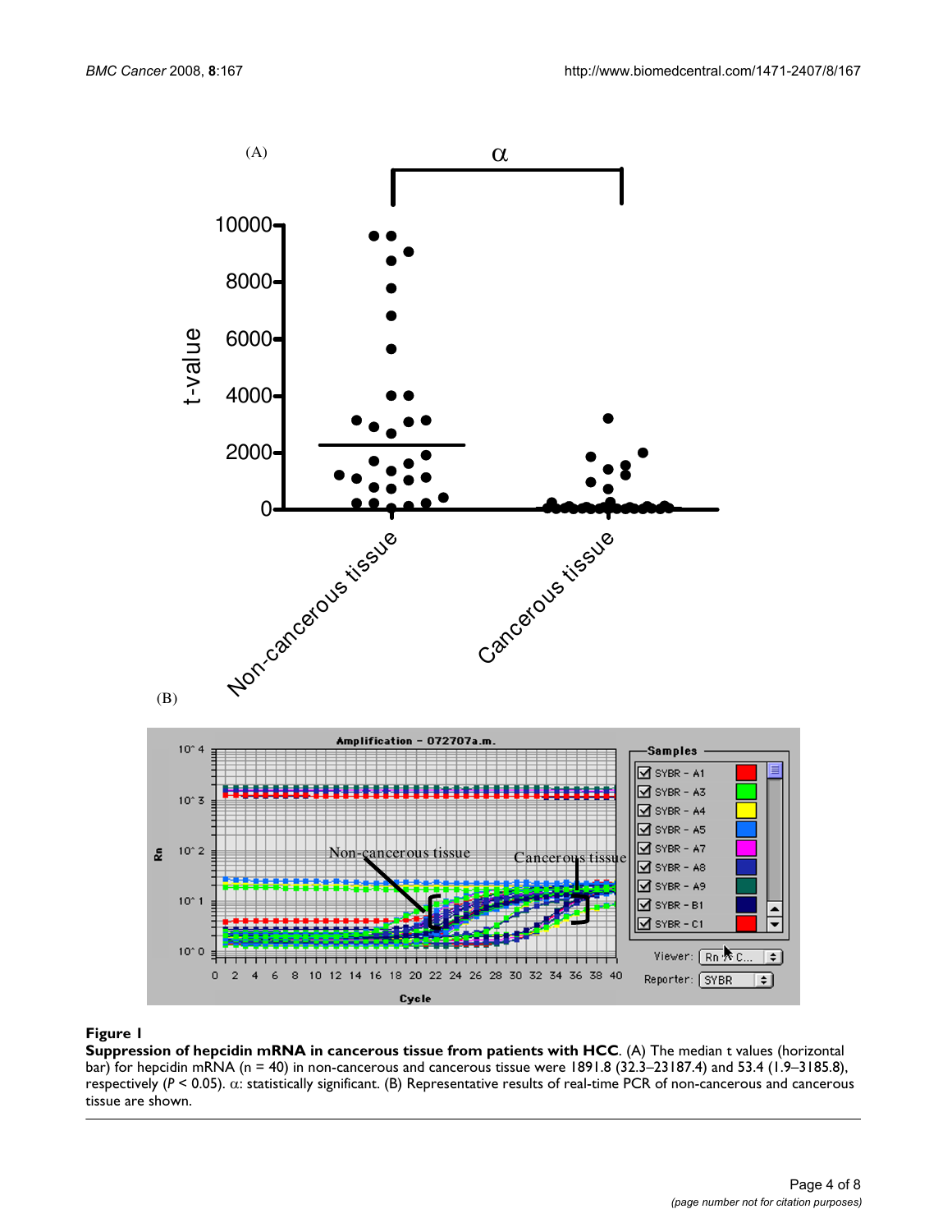**Figure 1**

**Suppression of hepcidin mRNA in cancerous tissue from patients with HCC**. (A) The median t values (horizontal bar) for hepcidin mRNA (n = 40) in non-cancerous and cancerous tissue were 1891.8 (32.3–23187.4) and 53.4 (1.9–3185.8), respectively ($P < 0.05$). $\alpha$: statistically significant. (B) Representative results of real-time PCR of non-cancerous and cancerous tissue are shown.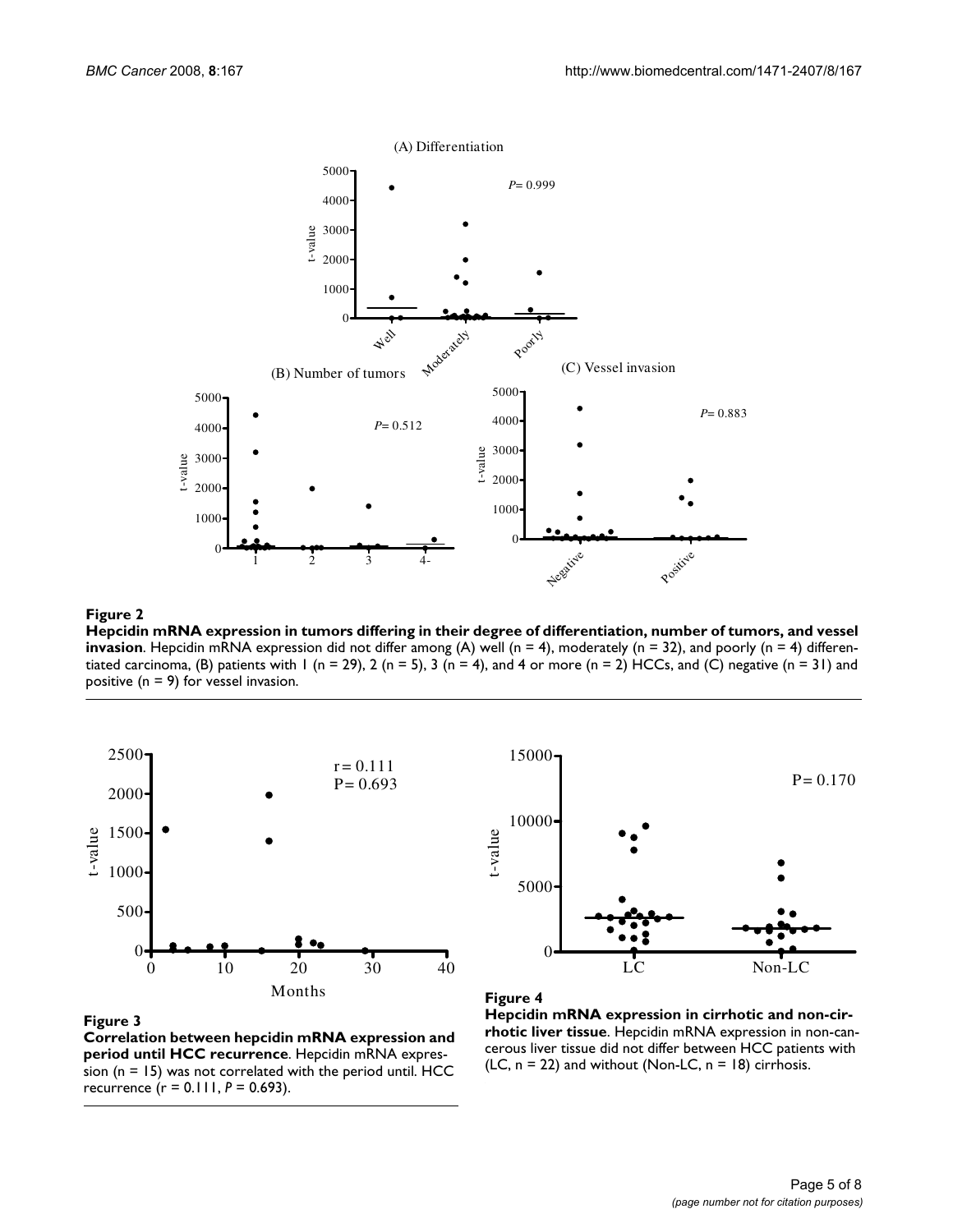**Figure 2**

**Hepcidin mRNA expression in tumors differing in their degree of differentiation, number of tumors, and vessel invasion**. Hepcidin mRNA expression did not differ among (A) well (n = 4), moderately (n = 32), and poorly (n = 4) differentiated carcinoma, (B) patients with 1 (n = 29), 2 (n = 5), 3 (n = 4), and 4 or more (n = 2) HCCs, and (C) negative (n = 31) and positive (n = 9) for vessel invasion.

**Figure 3**

**Correlation between hepcidin mRNA expression and period until HCC recurrence**. Hepcidin mRNA expression (n = 15) was not correlated with the period until. HCC recurrence (r = 0.111, *P* = 0.693).

**Figure 4**

**Hepcidin mRNA expression in cirrhotic and non-cirrhotic liver tissue**. Hepcidin mRNA expression in non-cancerous liver tissue did not differ between HCC patients with (LC, n = 22) and without (Non-LC, n = 18) cirrhosis.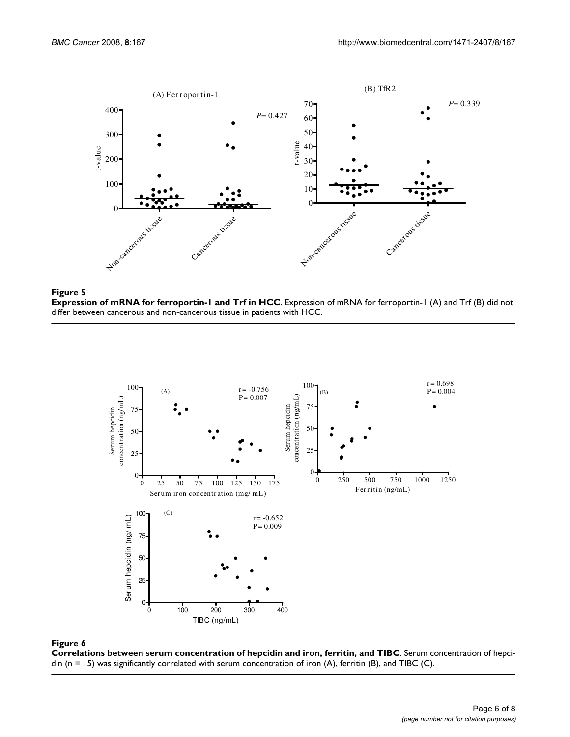**Figure 5**

**Expression of mRNA for ferroportin-1 and Trf in HCC**. Expression of mRNA for ferroportin-1 (A) and Trf (B) did not differ between cancerous and non-cancerous tissue in patients with HCC.

**Figure 6**

**Correlations between serum concentration of hepcidin and iron, ferritin, and TIBC**. Serum concentration of hepcidin (n = 15) was significantly correlated with serum concentration of iron (A), ferritin (B), and TIBC (C).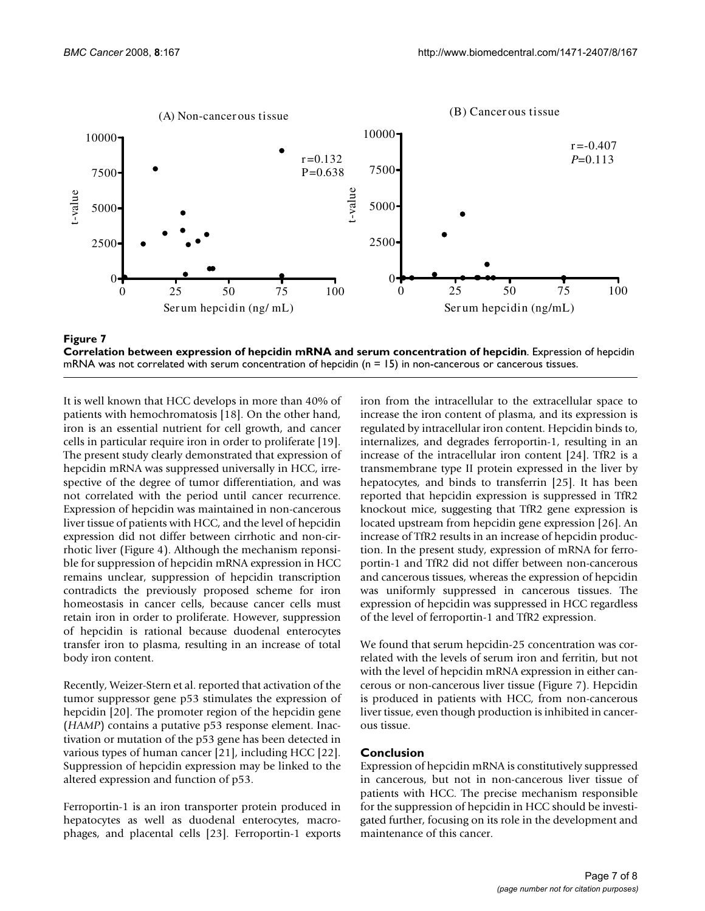**Figure 7**

**Correlation between expression of hepcidin mRNA and serum concentration of hepcidin**. Expression of hepcidin mRNA was not correlated with serum concentration of hepcidin (n = 15) in non-cancerous or cancerous tissues.

It is well known that HCC develops in more than 40% of patients with hemochromatosis [18]. On the other hand, iron is an essential nutrient for cell growth, and cancer cells in particular require iron in order to proliferate [19]. The present study clearly demonstrated that expression of hepcidin mRNA was suppressed universally in HCC, irrespective of the degree of tumor differentiation, and was not correlated with the period until cancer recurrence. Expression of hepcidin was maintained in non-cancerous liver tissue of patients with HCC, and the level of hepcidin expression did not differ between cirrhotic and non-cirrhotic liver (Figure 4). Although the mechanism reponsible for suppression of hepcidin mRNA expression in HCC remains unclear, suppression of hepcidin transcription contradicts the previously proposed scheme for iron homeostasis in cancer cells, because cancer cells must retain iron in order to proliferate. However, suppression of hepcidin is rational because duodenal enterocytes transfer iron to plasma, resulting in an increase of total body iron content.

Recently, Weizer-Stern et al. reported that activation of the tumor suppressor gene p53 stimulates the expression of hepcidin [20]. The promoter region of the hepcidin gene (*HAMP*) contains a putative p53 response element. Inactivation or mutation of the p53 gene has been detected in various types of human cancer [21], including HCC [22]. Suppression of hepcidin expression may be linked to the altered expression and function of p53.

Ferroportin-1 is an iron transporter protein produced in hepatocytes as well as duodenal enterocytes, macrophages, and placental cells [23]. Ferroportin-1 exports iron from the intracellular to the extracellular space to increase the iron content of plasma, and its expression is regulated by intracellular iron content. Hepcidin binds to, internalizes, and degrades ferroportin-1, resulting in an increase of the intracellular iron content [24]. TfR2 is a transmembrane type II protein expressed in the liver by hepatocytes, and binds to transferrin [25]. It has been reported that hepcidin expression is suppressed in TfR2 knockout mice, suggesting that TfR2 gene expression is located upstream from hepcidin gene expression [26]. An increase of TfR2 results in an increase of hepcidin production. In the present study, expression of mRNA for ferroportin-1 and TfR2 did not differ between non-cancerous and cancerous tissues, whereas the expression of hepcidin was uniformly suppressed in cancerous tissues. The expression of hepcidin was suppressed in HCC regardless of the level of ferroportin-1 and TfR2 expression.

We found that serum hepcidin-25 concentration was correlated with the levels of serum iron and ferritin, but not with the level of hepcidin mRNA expression in either cancerous or non-cancerous liver tissue (Figure 7). Hepcidin is produced in patients with HCC, from non-cancerous liver tissue, even though production is inhibited in cancerous tissue.

## Conclusion

Expression of hepcidin mRNA is constitutively suppressed in cancerous, but not in non-cancerous liver tissue of patients with HCC. The precise mechanism responsible for the suppression of hepcidin in HCC should be investigated further, focusing on its role in the development and maintenance of this cancer.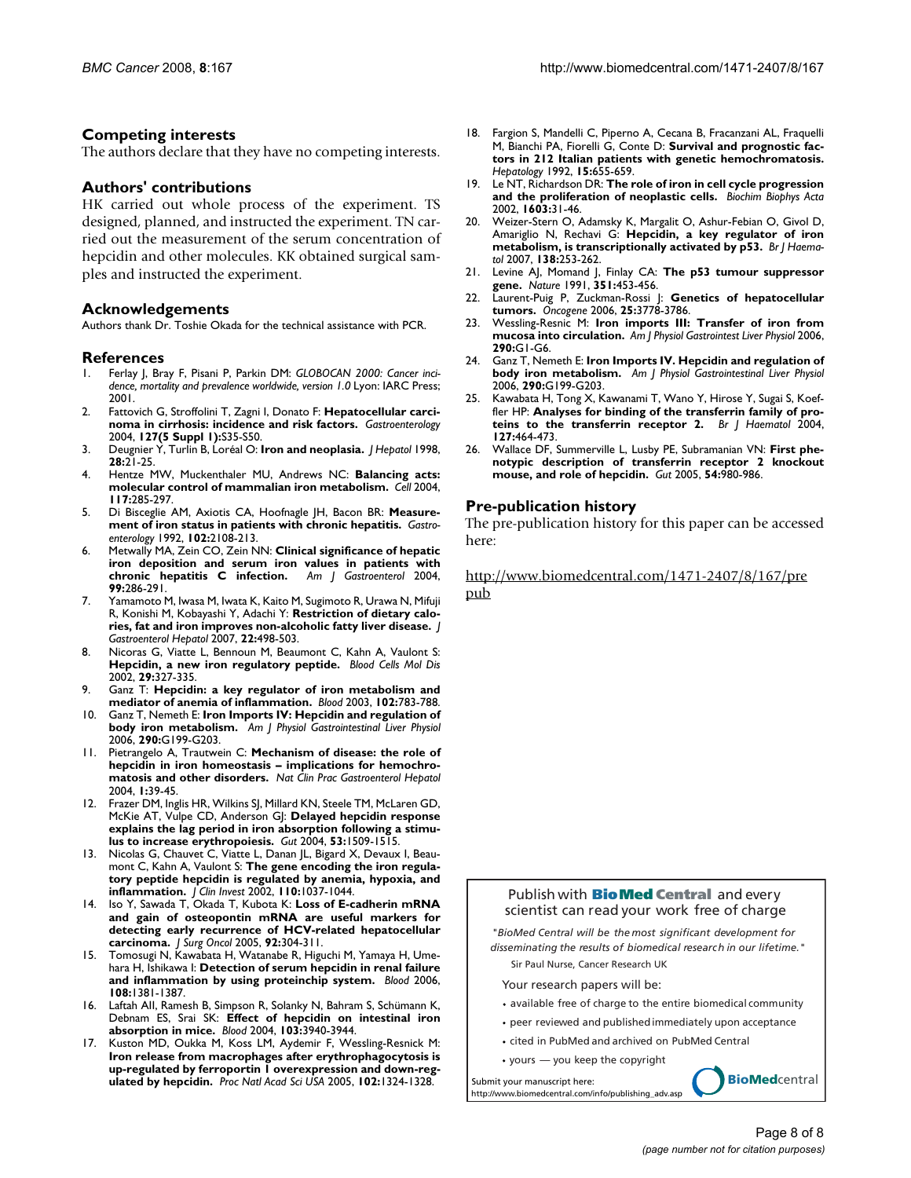## Competing interests

The authors declare that they have no competing interests.

## Authors' contributions

HK carried out whole process of the experiment. TS designed, planned, and instructed the experiment. TN carried out the measurement of the serum concentration of hepcidin and other molecules. KK obtained surgical samples and instructed the experiment.

## Acknowledgements

Authors thank Dr. Toshie Okada for the technical assistance with PCR.

## References

1. Ferlay J, Bray F, Pisani P, Parkin DM: *GLOBOCAN 2000: Cancer incidence, mortality and prevalence worldwide, version 1.0* Lyon: IARC Press; 2001.
2. Fattovich G, Stroffolini T, Zagni I, Donato F: **Hepatocellular carcinoma in cirrhosis: incidence and risk factors.** *Gastroenterology* 2004, **127(5 Suppl 1):**S35-S50.
3. Deugnier Y, Turlin B, Loréal O: **Iron and neoplasia.** *J Hepatol* 1998, **28:**21-25.
4. Hentze MW, Muckenthaler MU, Andrews NC: **Balancing acts: molecular control of mammalian iron metabolism.** *Cell* 2004, **117:**285-297.
5. Di Bisceglie AM, Axiotis CA, Hoofnagle JH, Bacon BR: **Measurement of iron status in patients with chronic hepatitis.** *Gastroenterology* 1992, **102:**2108-213.
6. Metwally MA, Zein CO, Zein NN: **Clinical significance of hepatic iron deposition and serum iron values in patients with chronic hepatitis C infection.** *Am J Gastroenterol* 2004, **99:**286-291.
7. Yamamoto M, Iwasa M, Iwata K, Kaito M, Sugimoto R, Urawa N, Mifuji R, Konishi M, Kobayashi Y, Adachi Y: **Restriction of dietary calories, fat and iron improves non-alcoholic fatty liver disease.** *J Gastroenterol Hepatol* 2007, **22:**498-503.
8. Nicoras G, Viatte L, Bennoun M, Beaumont C, Kahn A, Vaulont S: **Hepcidin, a new iron regulatory peptide.** *Blood Cells Mol Dis* 2002, **29:**327-335.
9. Ganz T: **Hepcidin: a key regulator of iron metabolism and mediator of anemia of inflammation.** *Blood* 2003, **102:**783-788.
10. Ganz T, Nemeth E: **Iron Imports IV: Hepcidin and regulation of body iron metabolism.** *Am J Physiol Gastrointest Liver Physiol* 2006, **290:**G199-G203.
11. Pietrangelo A, Trautwein C: **Mechanism of disease: the role of hepcidin in iron homeostasis – implications for hemochromatosis and other disorders.** *Nat Clin Prac Gastroenterol Hepatol* 2004, **1:**39-45.
12. Frazer DM, Inglis HR, Wilkins SJ, Millard KN, Steele TM, McLaren GD, McKie AT, Vulpe CD, Anderson GJ: **Delayed hepcidin response explains the lag period in iron absorption following a stimulus to increase erythropoiesis.** *Gut* 2004, **53:**1509-1515.
13. Nicolas G, Chauvet C, Viatte L, Danan JL, Bigard X, Devaux I, Beaumont C, Kahn A, Vaulont S: **The gene encoding the iron regulatory peptide hepcidin is regulated by anemia, hypoxia, and inflammation.** *J Clin Invest* 2002, **110:**1037-1044.
14. Iso Y, Sawada T, Okada T, Kubota K: **Loss of E-cadherin mRNA and gain of osteopontin mRNA are useful markers for detecting early recurrence of HCV-related hepatocellular carcinoma.** *J Surg Oncol* 2005, **92:**304-311.
15. Tomosugi N, Kawabata H, Watanabe R, Higuchi M, Yamaya H, Umehara H, Ishikawa I: **Detection of serum hepcidin in renal failure and inflammation by using proteinchip system.** *Blood* 2006, **108:**1381-1387.
16. Laftah AH, Ramesh B, Simpson R, Solanky N, Bahram S, Schümann K, Debnam ES, Srai SK: **Effect of hepcidin on intestinal iron absorption in mice.** *Blood* 2004, **103:**3940-3944.
17. Kuston MD, Oukka M, Koss LM, Aydemir F, Wessling-Resnick M: **Iron release from macrophages after erythrophagocytosis is up-regulated by ferroportin 1 overexpression and down-regulated by hepcidin.** *Proc Natl Acad Sci USA* 2005, **102:**1324-1328.
18. Fargion S, Mandelli C, Piperno A, Cecana B, Fracanzani AL, Fraquelli M, Bianchi PA, Fiorelli G, Conte D: **Survival and prognostic factors in 212 Italian patients with genetic hemochromatosis.** *Hepatology* 1992, **15:**655-659.
19. Le NT, Richardson DR: **The role of iron in cell cycle progression and the proliferation of neoplastic cells.** *Biochim Biophys Acta* 2002, **1603:**31-46.
20. Weizer-Stern O, Adamsky K, Margalit O, Ashur-Febian O, Givol D, Amariglio N, Rechavi G: **Hepcidin, a key regulator of iron metabolism, is transcriptionally activated by p53.** *Br J Haematol* 2007, **138:**253-262.
21. Levine AJ, Momand J, Finlay CA: **The p53 tumour suppressor gene.** *Nature* 1991, **351:**453-456.
22. Laurent-Puig P, Zuckman-Rossi J: **Genetics of hepatocellular tumors.** *Oncogene* 2006, **25:**3778-3786.
23. Wessling-Resnic M: **Iron imports III: Transfer of iron from mucosa into circulation.** *Am J Physiol Gastrointest Liver Physiol* 2006, **290:**G1-G6.
24. Ganz T, Nemeth E: **Iron Imports IV. Hepcidin and regulation of body iron metabolism.** *Am J Physiol Gastrointestinal Liver Physiol* 2006, **290:**G199-G203.
25. Kawabata H, Tong X, Kawanami T, Wano Y, Hirose Y, Sugai S, Koeffler HP: **Analyses for binding of the transferrin family of proteins to the transferrin receptor 2.** *Br J Haematol* 2004, **127:**464-473.
26. Wallace DF, Summerville L, Lusby PE, Subramanian VN: **First phenotypic description of transferrin receptor 2 knockout mouse, and role of hepcidin.** *Gut* 2005, **54:**980-986.

## Pre-publication history

The pre-publication history for this paper can be accessed here:

http://www.biomedcentral.com/1471-2407/8/167/prepub

Publish with **BioMed Central** and every scientist can read your work free of charge

*"BioMed Central will be the most significant development for disseminating the results of biomedical research in our lifetime."*
Sir Paul Nurse, Cancer Research UK

Your research papers will be:

- available free of charge to the entire biomedical community
- peer reviewed and published immediately upon acceptance
- cited in PubMed and archived on PubMed Central
- yours — you keep the copyright

Submit your manuscript here:
http://www.biomedcentral.com/info/publishing_adv.asp

BioMedcentral